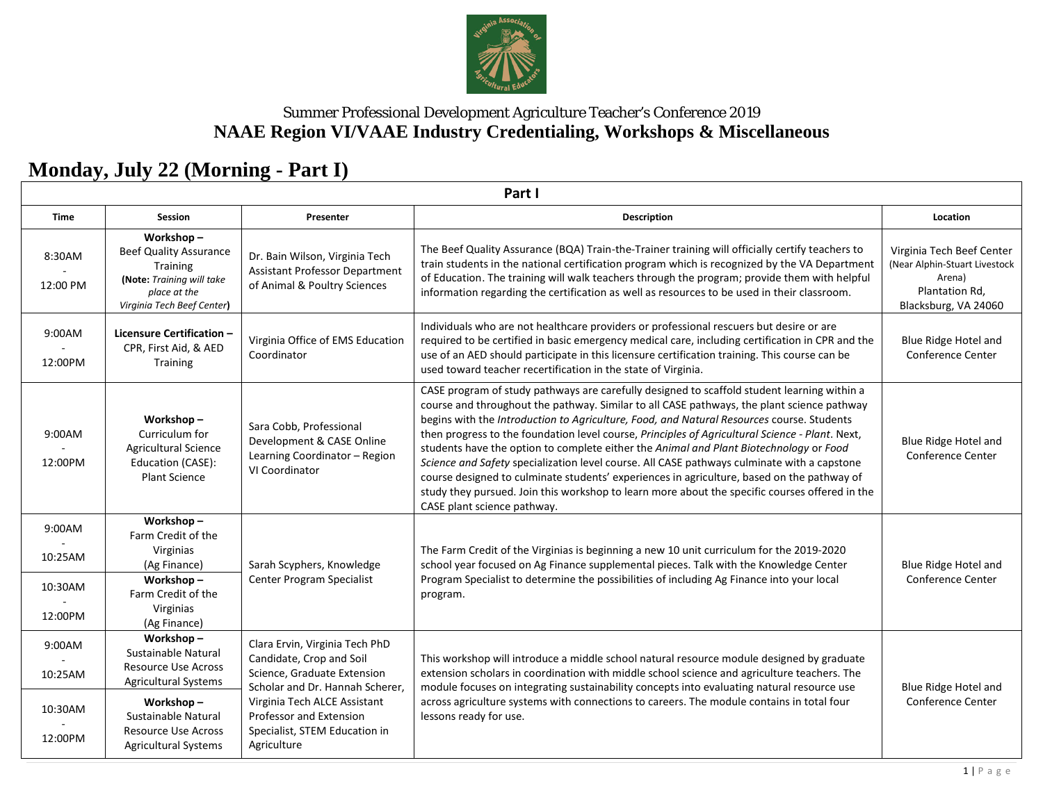Summer Professional Development Agriculture Teacher's Conference 2019

## NAAE Region VI/VAAE Industry Credentialing, Workshops & Miscellaneous

# Monday, July 22 (Morning - Part I)

| Part I | | | | |
|---|---|---|---|---|
| **Time** | **Session** | **Presenter** | **Description** | **Location** |
| 8:30AM - 12:00 PM | **Workshop –** Beef Quality Assurance Training (**Note:** *Training will take place at the Virginia Tech Beef Center*) | Dr. Bain Wilson, Virginia Tech Assistant Professor Department of Animal & Poultry Sciences | The Beef Quality Assurance (BQA) Train-the-Trainer training will officially certify teachers to train students in the national certification program which is recognized by the VA Department of Education. The training will walk teachers through the program; provide them with helpful information regarding the certification as well as resources to be used in their classroom. | Virginia Tech Beef Center (Near Alphin-Stuart Livestock Arena) Plantation Rd, Blacksburg, VA 24060 |
| 9:00AM - 12:00PM | **Licensure Certification –** CPR, First Aid, & AED Training | Virginia Office of EMS Education Coordinator | Individuals who are not healthcare providers or professional rescuers but desire or are required to be certified in basic emergency medical care, including certification in CPR and the use of an AED should participate in this licensure certification training. This course can be used toward teacher recertification in the state of Virginia. | Blue Ridge Hotel and Conference Center |
| 9:00AM - 12:00PM | **Workshop –** Curriculum for Agricultural Science Education (CASE): Plant Science | Sara Cobb, Professional Development & CASE Online Learning Coordinator – Region VI Coordinator | CASE program of study pathways are carefully designed to scaffold student learning within a course and throughout the pathway. Similar to all CASE pathways, the plant science pathway begins with the *Introduction to Agriculture, Food, and Natural Resources* course. Students then progress to the foundation level course, *Principles of Agricultural Science - Plant*. Next, students have the option to complete either the *Animal and Plant Biotechnology* or *Food Science and Safety* specialization level course. All CASE pathways culminate with a capstone course designed to culminate students' experiences in agriculture, based on the pathway of study they pursued. Join this workshop to learn more about the specific courses offered in the CASE plant science pathway. | Blue Ridge Hotel and Conference Center |
| 9:00AM - 10:25AM | **Workshop –** Farm Credit of the Virginias (Ag Finance) | Sarah Scyphers, Knowledge Center Program Specialist | The Farm Credit of the Virginias is beginning a new 10 unit curriculum for the 2019-2020 school year focused on Ag Finance supplemental pieces. Talk with the Knowledge Center Program Specialist to determine the possibilities of including Ag Finance into your local program. | Blue Ridge Hotel and Conference Center |
| 10:30AM - 12:00PM | **Workshop –** Farm Credit of the Virginias (Ag Finance) | | | |
| 9:00AM - 10:25AM | **Workshop –** Sustainable Natural Resource Use Across Agricultural Systems | Clara Ervin, Virginia Tech PhD Candidate, Crop and Soil Science, Graduate Extension Scholar and Dr. Hannah Scherer, Virginia Tech ALCE Assistant Professor and Extension Specialist, STEM Education in Agriculture | This workshop will introduce a middle school natural resource module designed by graduate extension scholars in coordination with middle school science and agriculture teachers. The module focuses on integrating sustainability concepts into evaluating natural resource use across agriculture systems with connections to careers. The module contains in total four lessons ready for use. | Blue Ridge Hotel and Conference Center |
| 10:30AM - 12:00PM | **Workshop –** Sustainable Natural Resource Use Across Agricultural Systems | | | |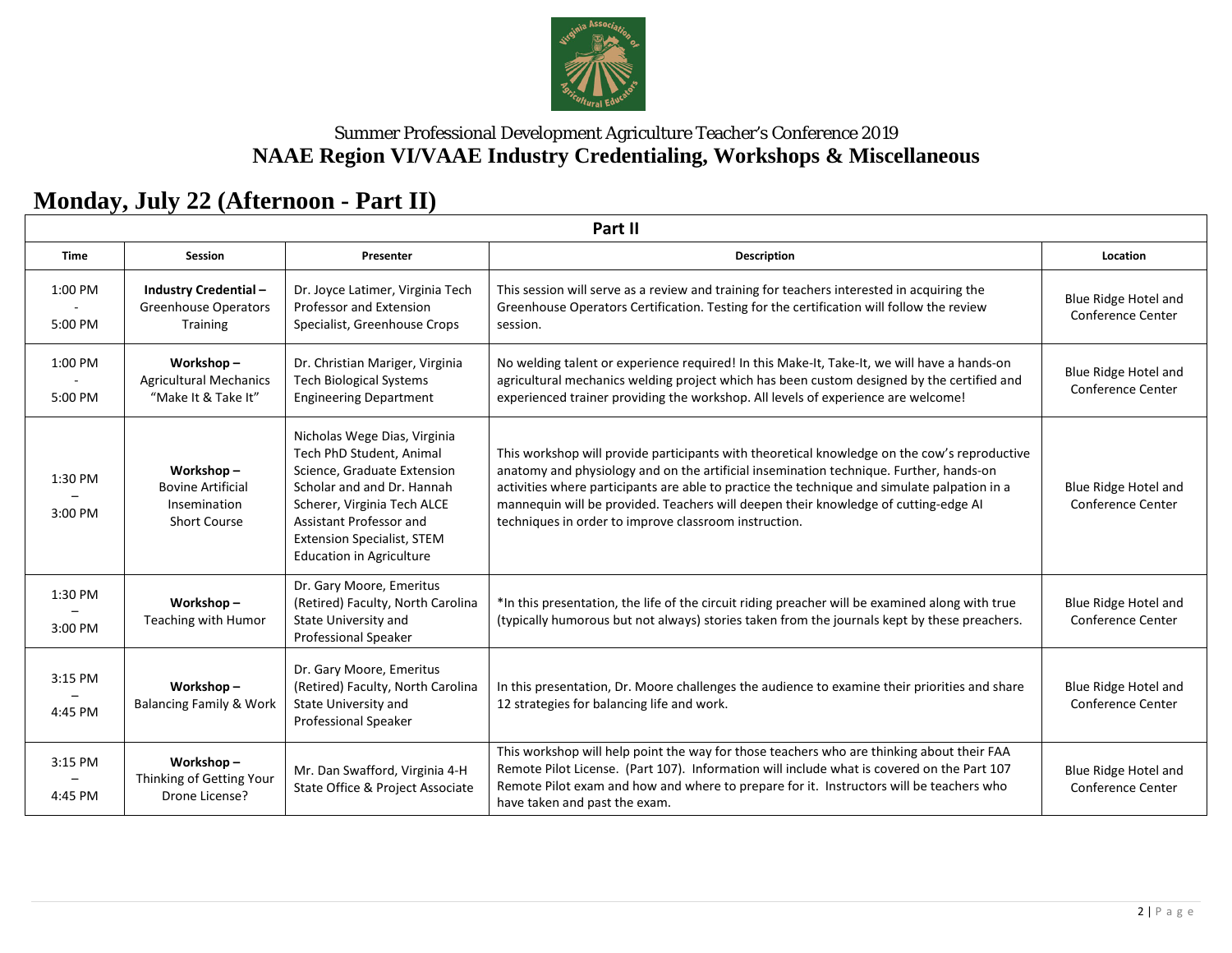Summer Professional Development Agriculture Teacher's Conference 2019

**NAAE Region VI/VAAE Industry Credentialing, Workshops & Miscellaneous**

# Monday, July 22 (Afternoon - Part II)

| Part II | | | | |
|---|---|---|---|---|
| **Time** | **Session** | **Presenter** | **Description** | **Location** |
| 1:00 PM - 5:00 PM | **Industry Credential –** Greenhouse Operators Training | Dr. Joyce Latimer, Virginia Tech Professor and Extension Specialist, Greenhouse Crops | This session will serve as a review and training for teachers interested in acquiring the Greenhouse Operators Certification. Testing for the certification will follow the review session. | Blue Ridge Hotel and Conference Center |
| 1:00 PM - 5:00 PM | **Workshop –** Agricultural Mechanics "Make It & Take It" | Dr. Christian Mariger, Virginia Tech Biological Systems Engineering Department | No welding talent or experience required! In this Make-It, Take-It, we will have a hands-on agricultural mechanics welding project which has been custom designed by the certified and experienced trainer providing the workshop. All levels of experience are welcome! | Blue Ridge Hotel and Conference Center |
| 1:30 PM – 3:00 PM | **Workshop –** Bovine Artificial Insemination Short Course | Nicholas Wege Dias, Virginia Tech PhD Student, Animal Science, Graduate Extension Scholar and and Dr. Hannah Scherer, Virginia Tech ALCE Assistant Professor and Extension Specialist, STEM Education in Agriculture | This workshop will provide participants with theoretical knowledge on the cow's reproductive anatomy and physiology and on the artificial insemination technique. Further, hands-on activities where participants are able to practice the technique and simulate palpation in a mannequin will be provided. Teachers will deepen their knowledge of cutting-edge AI techniques in order to improve classroom instruction. | Blue Ridge Hotel and Conference Center |
| 1:30 PM – 3:00 PM | **Workshop –** Teaching with Humor | Dr. Gary Moore, Emeritus (Retired) Faculty, North Carolina State University and Professional Speaker | *In this presentation, the life of the circuit riding preacher will be examined along with true (typically humorous but not always) stories taken from the journals kept by these preachers. | Blue Ridge Hotel and Conference Center |
| 3:15 PM – 4:45 PM | **Workshop –** Balancing Family & Work | Dr. Gary Moore, Emeritus (Retired) Faculty, North Carolina State University and Professional Speaker | In this presentation, Dr. Moore challenges the audience to examine their priorities and share 12 strategies for balancing life and work. | Blue Ridge Hotel and Conference Center |
| 3:15 PM – 4:45 PM | **Workshop –** Thinking of Getting Your Drone License? | Mr. Dan Swafford, Virginia 4-H State Office & Project Associate | This workshop will help point the way for those teachers who are thinking about their FAA Remote Pilot License. (Part 107). Information will include what is covered on the Part 107 Remote Pilot exam and how and where to prepare for it. Instructors will be teachers who have taken and past the exam. | Blue Ridge Hotel and Conference Center |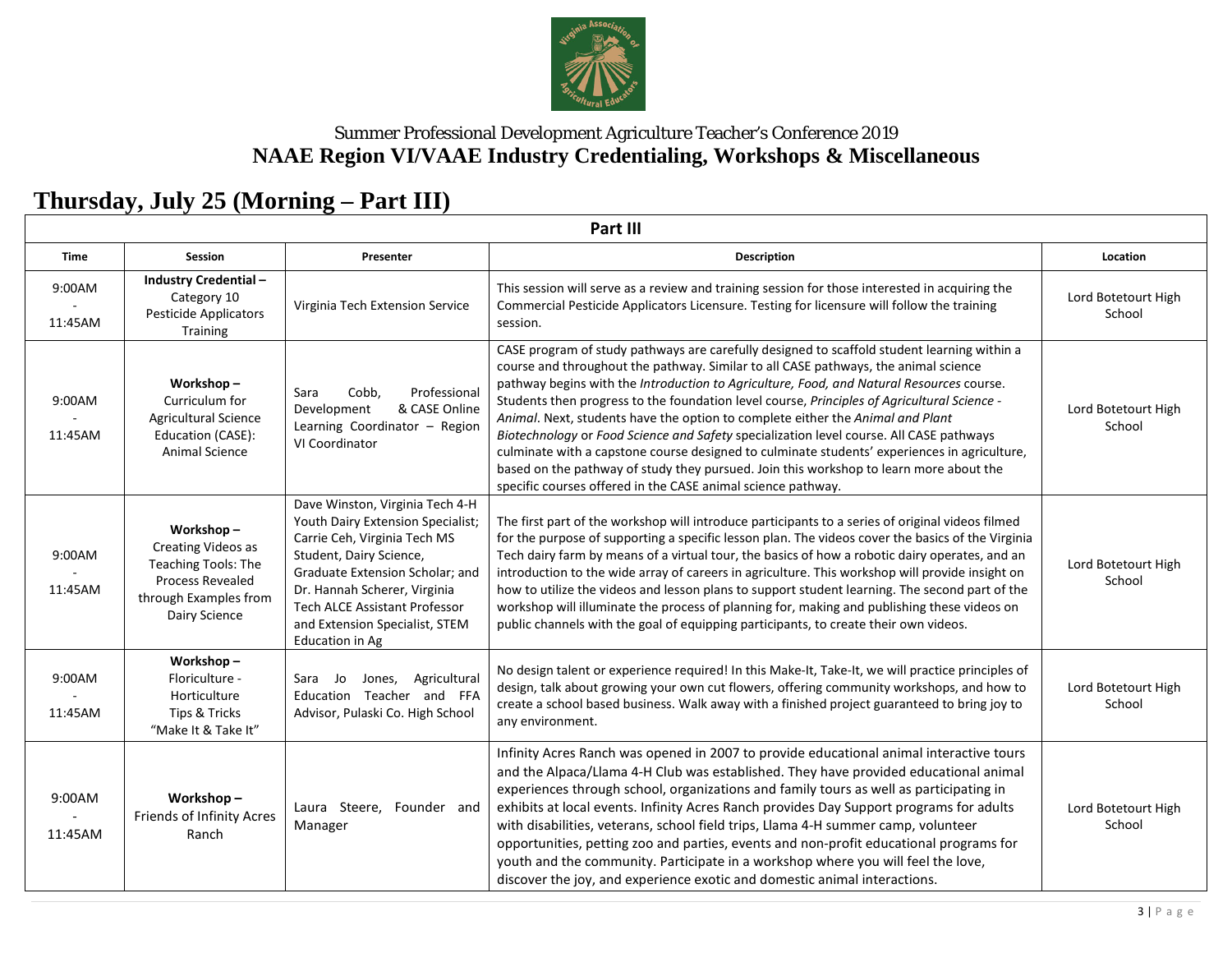Summer Professional Development Agriculture Teacher's Conference 2019

**NAAE Region VI/VAAE Industry Credentialing, Workshops & Miscellaneous**

# Thursday, July 25 (Morning – Part III)

| **Part III** | | | | |
|---|---|---|---|---|
| **Time** | **Session** | **Presenter** | **Description** | **Location** |
| 9:00AM - 11:45AM | **Industry Credential –** Category 10 Pesticide Applicators Training | Virginia Tech Extension Service | This session will serve as a review and training session for those interested in acquiring the Commercial Pesticide Applicators Licensure. Testing for licensure will follow the training session. | Lord Botetourt High School |
| 9:00AM - 11:45AM | **Workshop –** Curriculum for Agricultural Science Education (CASE): Animal Science | Sara Cobb, Professional Development & CASE Online Learning Coordinator – Region VI Coordinator | CASE program of study pathways are carefully designed to scaffold student learning within a course and throughout the pathway. Similar to all CASE pathways, the animal science pathway begins with the *Introduction to Agriculture, Food, and Natural Resources* course. Students then progress to the foundation level course, *Principles of Agricultural Science - Animal*. Next, students have the option to complete either the *Animal and Plant Biotechnology* or *Food Science and Safety* specialization level course. All CASE pathways culminate with a capstone course designed to culminate students' experiences in agriculture, based on the pathway of study they pursued. Join this workshop to learn more about the specific courses offered in the CASE animal science pathway. | Lord Botetourt High School |
| 9:00AM - 11:45AM | **Workshop –** Creating Videos as Teaching Tools: The Process Revealed through Examples from Dairy Science | Dave Winston, Virginia Tech 4-H Youth Dairy Extension Specialist; Carrie Ceh, Virginia Tech MS Student, Dairy Science, Graduate Extension Scholar; and Dr. Hannah Scherer, Virginia Tech ALCE Assistant Professor and Extension Specialist, STEM Education in Ag | The first part of the workshop will introduce participants to a series of original videos filmed for the purpose of supporting a specific lesson plan. The videos cover the basics of the Virginia Tech dairy farm by means of a virtual tour, the basics of how a robotic dairy operates, and an introduction to the wide array of careers in agriculture. This workshop will provide insight on how to utilize the videos and lesson plans to support student learning. The second part of the workshop will illuminate the process of planning for, making and publishing these videos on public channels with the goal of equipping participants, to create their own videos. | Lord Botetourt High School |
| 9:00AM - 11:45AM | **Workshop –** Floriculture - Horticulture Tips & Tricks "Make It & Take It" | Sara Jo Jones, Agricultural Education Teacher and FFA Advisor, Pulaski Co. High School | No design talent or experience required! In this Make-It, Take-It, we will practice principles of design, talk about growing your own cut flowers, offering community workshops, and how to create a school based business. Walk away with a finished project guaranteed to bring joy to any environment. | Lord Botetourt High School |
| 9:00AM - 11:45AM | **Workshop –** Friends of Infinity Acres Ranch | Laura Steere, Founder and Manager | Infinity Acres Ranch was opened in 2007 to provide educational animal interactive tours and the Alpaca/Llama 4-H Club was established. They have provided educational animal experiences through school, organizations and family tours as well as participating in exhibits at local events. Infinity Acres Ranch provides Day Support programs for adults with disabilities, veterans, school field trips, Llama 4-H summer camp, volunteer opportunities, petting zoo and parties, events and non-profit educational programs for youth and the community. Participate in a workshop where you will feel the love, discover the joy, and experience exotic and domestic animal interactions. | Lord Botetourt High School |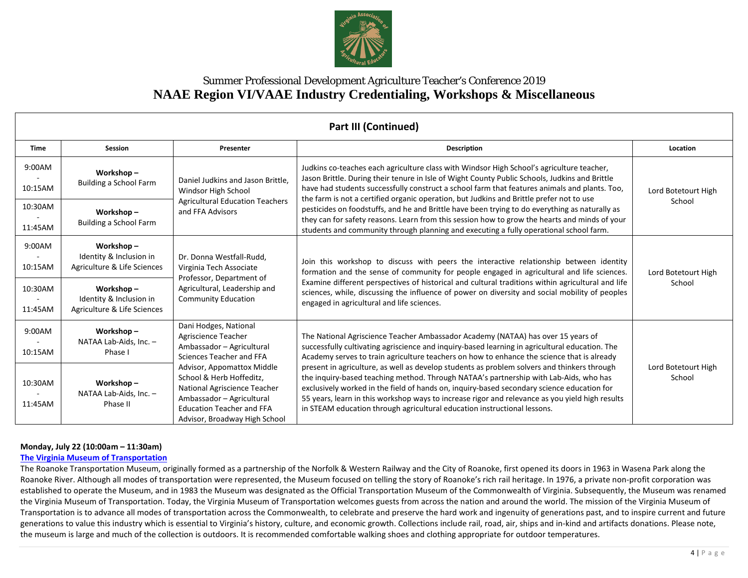Summer Professional Development Agriculture Teacher's Conference 2019

# NAAE Region VI/VAAE Industry Credentialing, Workshops & Miscellaneous

## Part III (Continued)

| Time | Session | Presenter | Description | Location |
|---|---|---|---|---|
| 9:00AM - 10:15AM | **Workshop –** Building a School Farm | Daniel Judkins and Jason Brittle, Windsor High School Agricultural Education Teachers and FFA Advisors | Judkins co-teaches each agriculture class with Windsor High School's agriculture teacher, Jason Brittle. During their tenure in Isle of Wight County Public Schools, Judkins and Brittle have had students successfully construct a school farm that features animals and plants. Too, the farm is not a certified organic operation, but Judkins and Brittle prefer not to use pesticides on foodstuffs, and he and Brittle have been trying to do everything as naturally as they can for safety reasons. Learn from this session how to grow the hearts and minds of your students and community through planning and executing a fully operational school farm. | Lord Botetourt High School |
| 10:30AM - 11:45AM | **Workshop –** Building a School Farm | | | |
| 9:00AM - 10:15AM | **Workshop –** Identity & Inclusion in Agriculture & Life Sciences | Dr. Donna Westfall-Rudd, Virginia Tech Associate Professor, Department of Agricultural, Leadership and Community Education | Join this workshop to discuss with peers the interactive relationship between identity formation and the sense of community for people engaged in agricultural and life sciences. Examine different perspectives of historical and cultural traditions within agricultural and life sciences, while, discussing the influence of power on diversity and social mobility of peoples engaged in agricultural and life sciences. | Lord Botetourt High School |
| 10:30AM - 11:45AM | **Workshop –** Identity & Inclusion in Agriculture & Life Sciences | | | |
| 9:00AM - 10:15AM | **Workshop –** NATAA Lab-Aids, Inc. – Phase I | Dani Hodges, National Agriscience Teacher Ambassador – Agricultural Sciences Teacher and FFA Advisor, Appomattox Middle School & Herb Hoffeditz, National Agriscience Teacher Ambassador – Agricultural Education Teacher and FFA Advisor, Broadway High School | The National Agriscience Teacher Ambassador Academy (NATAA) has over 15 years of successfully cultivating agriscience and inquiry-based learning in agricultural education. The Academy serves to train agriculture teachers on how to enhance the science that is already present in agriculture, as well as develop students as problem solvers and thinkers through the inquiry-based teaching method. Through NATAA's partnership with Lab-Aids, who has exclusively worked in the field of hands on, inquiry-based secondary science education for 55 years, learn in this workshop ways to increase rigor and relevance as you yield high results in STEAM education through agricultural education instructional lessons. | Lord Botetourt High School |
| 10:30AM - 11:45AM | **Workshop –** NATAA Lab-Aids, Inc. – Phase II | | | |

**Monday, July 22 (10:00am – 11:30am)**

**The Virginia Museum of Transportation**

The Roanoke Transportation Museum, originally formed as a partnership of the Norfolk & Western Railway and the City of Roanoke, first opened its doors in 1963 in Wasena Park along the Roanoke River. Although all modes of transportation were represented, the Museum focused on telling the story of Roanoke's rich rail heritage. In 1976, a private non-profit corporation was established to operate the Museum, and in 1983 the Museum was designated as the Official Transportation Museum of the Commonwealth of Virginia. Subsequently, the Museum was renamed the Virginia Museum of Transportation. Today, the Virginia Museum of Transportation welcomes guests from across the nation and around the world. The mission of the Virginia Museum of Transportation is to advance all modes of transportation across the Commonwealth, to celebrate and preserve the hard work and ingenuity of generations past, and to inspire current and future generations to value this industry which is essential to Virginia's history, culture, and economic growth. Collections include rail, road, air, ships and in-kind and artifacts donations. Please note, the museum is large and much of the collection is outdoors. It is recommended comfortable walking shoes and clothing appropriate for outdoor temperatures.